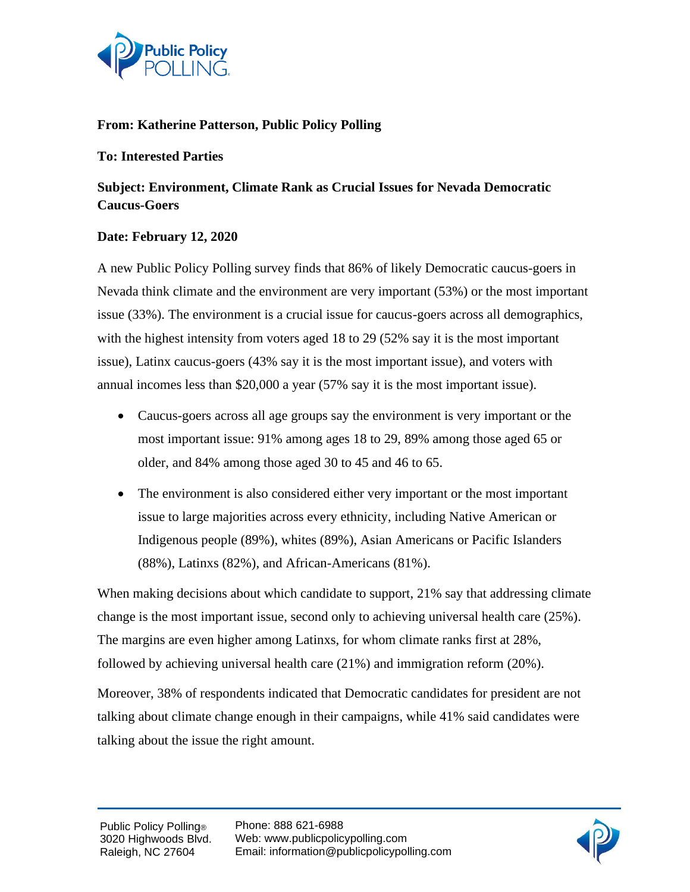**From: Katherine Patterson, Public Policy Polling**

**To: Interested Parties**

**Subject: Environment, Climate Rank as Crucial Issues for Nevada Democratic Caucus-Goers**

**Date: February 12, 2020**

A new Public Policy Polling survey finds that 86% of likely Democratic caucus-goers in Nevada think climate and the environment are very important (53%) or the most important issue (33%). The environment is a crucial issue for caucus-goers across all demographics, with the highest intensity from voters aged 18 to 29 (52% say it is the most important issue), Latinx caucus-goers (43% say it is the most important issue), and voters with annual incomes less than $20,000 a year (57% say it is the most important issue).

- Caucus-goers across all age groups say the environment is very important or the most important issue: 91% among ages 18 to 29, 89% among those aged 65 or older, and 84% among those aged 30 to 45 and 46 to 65.
- The environment is also considered either very important or the most important issue to large majorities across every ethnicity, including Native American or Indigenous people (89%), whites (89%), Asian Americans or Pacific Islanders (88%), Latinxs (82%), and African-Americans (81%).

When making decisions about which candidate to support, 21% say that addressing climate change is the most important issue, second only to achieving universal health care (25%). The margins are even higher among Latinxs, for whom climate ranks first at 28%, followed by achieving universal health care (21%) and immigration reform (20%).

Moreover, 38% of respondents indicated that Democratic candidates for president are not talking about climate change enough in their campaigns, while 41% said candidates were talking about the issue the right amount.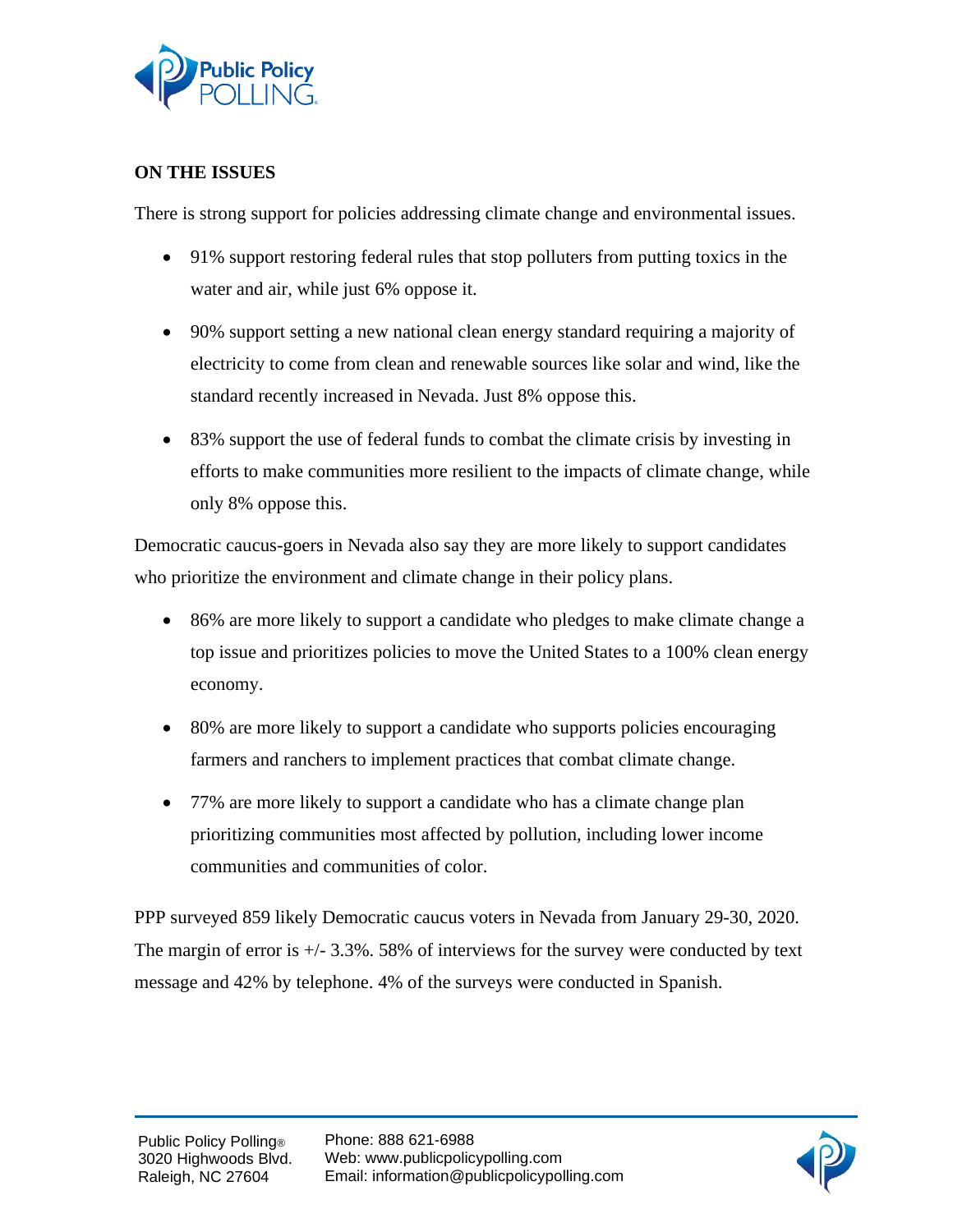## ON THE ISSUES

There is strong support for policies addressing climate change and environmental issues.

- 91% support restoring federal rules that stop polluters from putting toxics in the water and air, while just 6% oppose it.
- 90% support setting a new national clean energy standard requiring a majority of electricity to come from clean and renewable sources like solar and wind, like the standard recently increased in Nevada. Just 8% oppose this.
- 83% support the use of federal funds to combat the climate crisis by investing in efforts to make communities more resilient to the impacts of climate change, while only 8% oppose this.

Democratic caucus-goers in Nevada also say they are more likely to support candidates who prioritize the environment and climate change in their policy plans.

- 86% are more likely to support a candidate who pledges to make climate change a top issue and prioritizes policies to move the United States to a 100% clean energy economy.
- 80% are more likely to support a candidate who supports policies encouraging farmers and ranchers to implement practices that combat climate change.
- 77% are more likely to support a candidate who has a climate change plan prioritizing communities most affected by pollution, including lower income communities and communities of color.

PPP surveyed 859 likely Democratic caucus voters in Nevada from January 29-30, 2020. The margin of error is +/- 3.3%. 58% of interviews for the survey were conducted by text message and 42% by telephone. 4% of the surveys were conducted in Spanish.